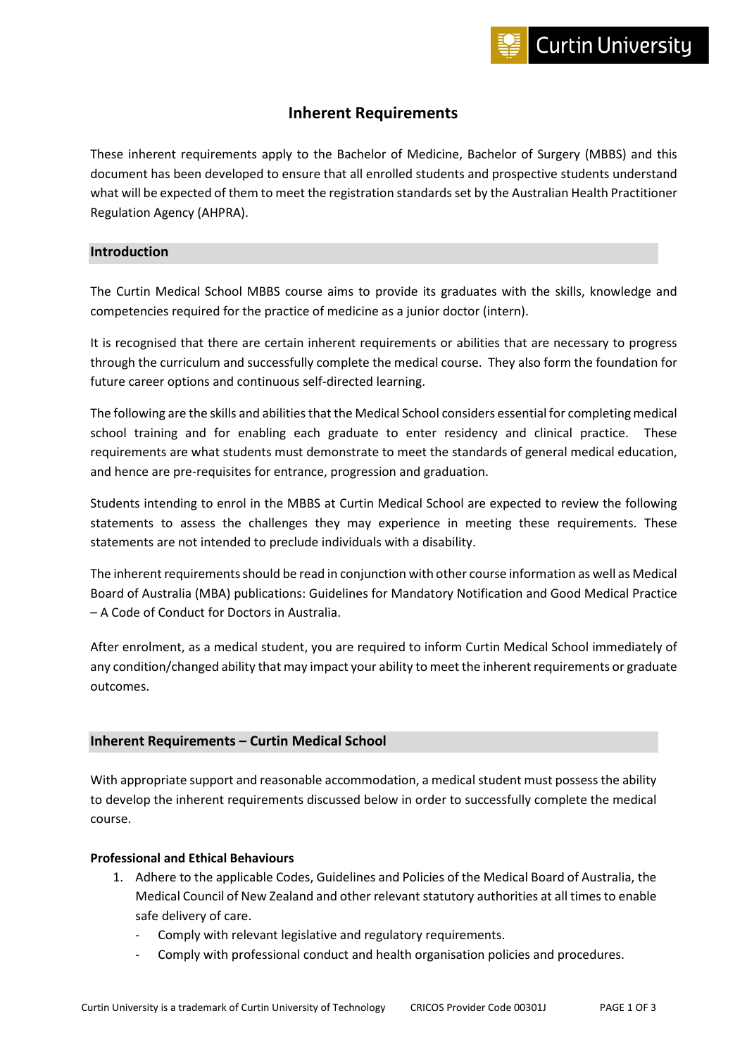# Inherent Requirements

These inherent requirements apply to the Bachelor of Medicine, Bachelor of Surgery (MBBS) and this document has been developed to ensure that all enrolled students and prospective students understand what will be expected of them to meet the registration standards set by the Australian Health Practitioner Regulation Agency (AHPRA).

## Introduction

The Curtin Medical School MBBS course aims to provide its graduates with the skills, knowledge and competencies required for the practice of medicine as a junior doctor (intern).

It is recognised that there are certain inherent requirements or abilities that are necessary to progress through the curriculum and successfully complete the medical course. They also form the foundation for future career options and continuous self-directed learning.

The following are the skills and abilities that the Medical School considers essential for completing medical school training and for enabling each graduate to enter residency and clinical practice. These requirements are what students must demonstrate to meet the standards of general medical education, and hence are pre-requisites for entrance, progression and graduation.

Students intending to enrol in the MBBS at Curtin Medical School are expected to review the following statements to assess the challenges they may experience in meeting these requirements. These statements are not intended to preclude individuals with a disability.

The inherent requirements should be read in conjunction with other course information as well as Medical Board of Australia (MBA) publications: Guidelines for Mandatory Notification and Good Medical Practice – A Code of Conduct for Doctors in Australia.

After enrolment, as a medical student, you are required to inform Curtin Medical School immediately of any condition/changed ability that may impact your ability to meet the inherent requirements or graduate outcomes.

## Inherent Requirements – Curtin Medical School

With appropriate support and reasonable accommodation, a medical student must possess the ability to develop the inherent requirements discussed below in order to successfully complete the medical course.

**Professional and Ethical Behaviours**

1. Adhere to the applicable Codes, Guidelines and Policies of the Medical Board of Australia, the Medical Council of New Zealand and other relevant statutory authorities at all times to enable safe delivery of care.
   - Comply with relevant legislative and regulatory requirements.
   - Comply with professional conduct and health organisation policies and procedures.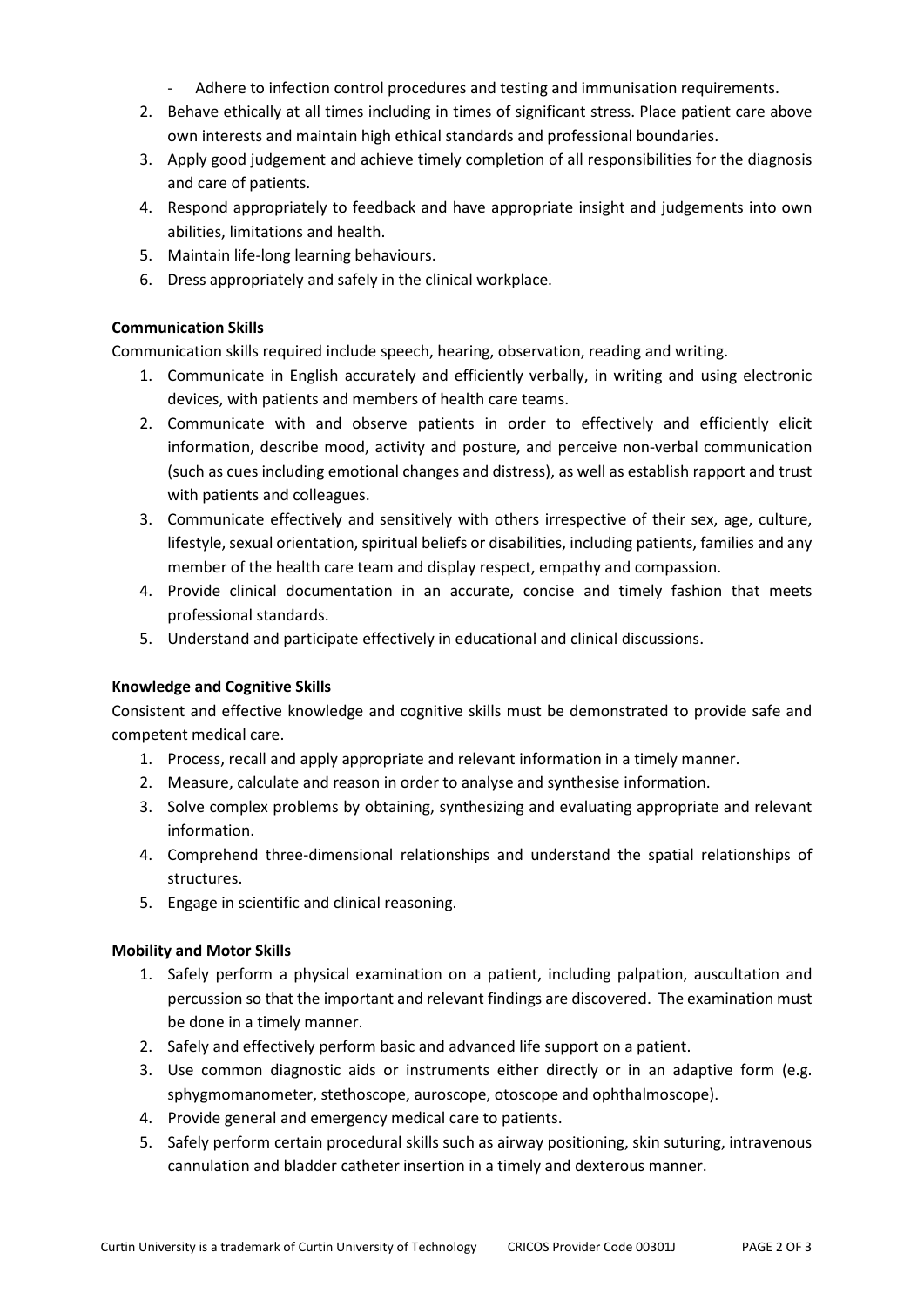- Adhere to infection control procedures and testing and immunisation requirements.

2. Behave ethically at all times including in times of significant stress. Place patient care above own interests and maintain high ethical standards and professional boundaries.
3. Apply good judgement and achieve timely completion of all responsibilities for the diagnosis and care of patients.
4. Respond appropriately to feedback and have appropriate insight and judgements into own abilities, limitations and health.
5. Maintain life-long learning behaviours.
6. Dress appropriately and safely in the clinical workplace.

**Communication Skills**

Communication skills required include speech, hearing, observation, reading and writing.

1. Communicate in English accurately and efficiently verbally, in writing and using electronic devices, with patients and members of health care teams.
2. Communicate with and observe patients in order to effectively and efficiently elicit information, describe mood, activity and posture, and perceive non-verbal communication (such as cues including emotional changes and distress), as well as establish rapport and trust with patients and colleagues.
3. Communicate effectively and sensitively with others irrespective of their sex, age, culture, lifestyle, sexual orientation, spiritual beliefs or disabilities, including patients, families and any member of the health care team and display respect, empathy and compassion.
4. Provide clinical documentation in an accurate, concise and timely fashion that meets professional standards.
5. Understand and participate effectively in educational and clinical discussions.

**Knowledge and Cognitive Skills**

Consistent and effective knowledge and cognitive skills must be demonstrated to provide safe and competent medical care.

1. Process, recall and apply appropriate and relevant information in a timely manner.
2. Measure, calculate and reason in order to analyse and synthesise information.
3. Solve complex problems by obtaining, synthesizing and evaluating appropriate and relevant information.
4. Comprehend three-dimensional relationships and understand the spatial relationships of structures.
5. Engage in scientific and clinical reasoning.

**Mobility and Motor Skills**

1. Safely perform a physical examination on a patient, including palpation, auscultation and percussion so that the important and relevant findings are discovered. The examination must be done in a timely manner.
2. Safely and effectively perform basic and advanced life support on a patient.
3. Use common diagnostic aids or instruments either directly or in an adaptive form (e.g. sphygmomanometer, stethoscope, auroscope, otoscope and ophthalmoscope).
4. Provide general and emergency medical care to patients.
5. Safely perform certain procedural skills such as airway positioning, skin suturing, intravenous cannulation and bladder catheter insertion in a timely and dexterous manner.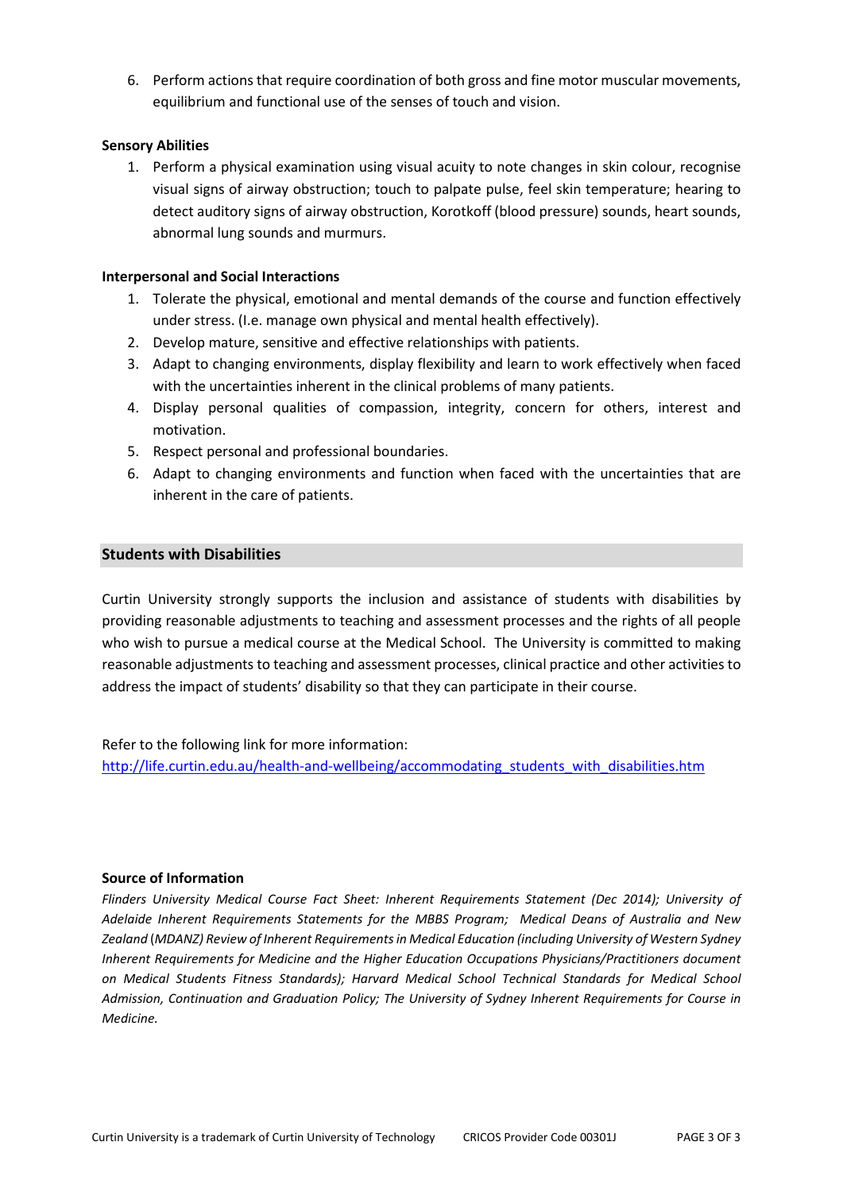6. Perform actions that require coordination of both gross and fine motor muscular movements, equilibrium and functional use of the senses of touch and vision.

**Sensory Abilities**

1. Perform a physical examination using visual acuity to note changes in skin colour, recognise visual signs of airway obstruction; touch to palpate pulse, feel skin temperature; hearing to detect auditory signs of airway obstruction, Korotkoff (blood pressure) sounds, heart sounds, abnormal lung sounds and murmurs.

**Interpersonal and Social Interactions**

1. Tolerate the physical, emotional and mental demands of the course and function effectively under stress. (I.e. manage own physical and mental health effectively).
2. Develop mature, sensitive and effective relationships with patients.
3. Adapt to changing environments, display flexibility and learn to work effectively when faced with the uncertainties inherent in the clinical problems of many patients.
4. Display personal qualities of compassion, integrity, concern for others, interest and motivation.
5. Respect personal and professional boundaries.
6. Adapt to changing environments and function when faced with the uncertainties that are inherent in the care of patients.

## Students with Disabilities

Curtin University strongly supports the inclusion and assistance of students with disabilities by providing reasonable adjustments to teaching and assessment processes and the rights of all people who wish to pursue a medical course at the Medical School. The University is committed to making reasonable adjustments to teaching and assessment processes, clinical practice and other activities to address the impact of students' disability so that they can participate in their course.

Refer to the following link for more information:
http://life.curtin.edu.au/health-and-wellbeing/accommodating_students_with_disabilities.htm

**Source of Information**

*Flinders University Medical Course Fact Sheet: Inherent Requirements Statement (Dec 2014); University of Adelaide Inherent Requirements Statements for the MBBS Program; Medical Deans of Australia and New Zealand (MDANZ) Review of Inherent Requirements in Medical Education (including University of Western Sydney Inherent Requirements for Medicine and the Higher Education Occupations Physicians/Practitioners document on Medical Students Fitness Standards); Harvard Medical School Technical Standards for Medical School Admission, Continuation and Graduation Policy; The University of Sydney Inherent Requirements for Course in Medicine.*

Curtin University is a trademark of Curtin University of Technology CRICOS Provider Code 00301J